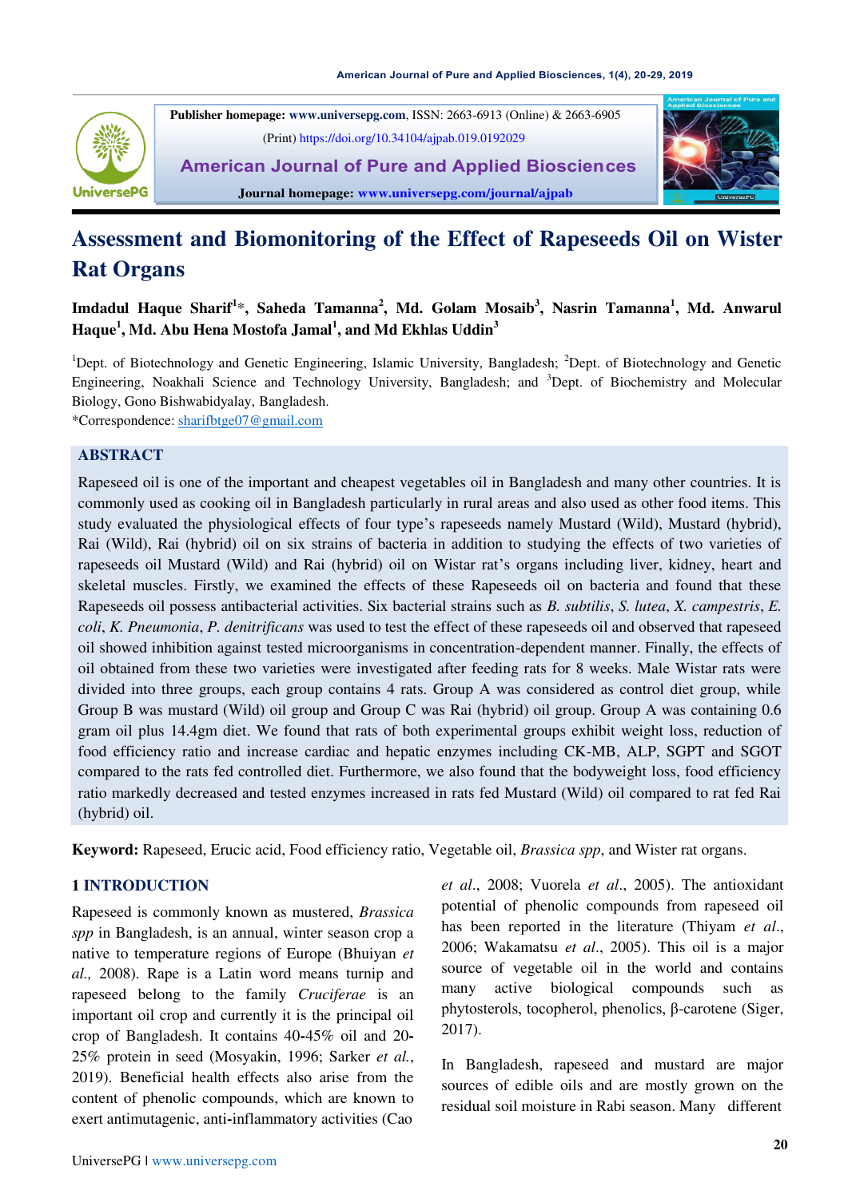Publisher homepage: www.universepg.com, ISSN: 2663-6913 (Online) & 2663-6905 (Print) https://doi.org/10.34104/ajpab.019.0192029

American Journal of Pure and Applied Biosciences

Journal homepage: www.universepg.com/journal/ajpab

# Assessment and Biomonitoring of the Effect of Rapeseeds Oil on Wister Rat Organs

**Imdadul Haque Sharif[1]\*, Saheda Tamanna[2], Md. Golam Mosaib[3], Nasrin Tamanna[1], Md. Anwarul Haque[1], Md. Abu Hena Mostofa Jamal[1], and Md Ekhlas Uddin[3]**

[1]Dept. of Biotechnology and Genetic Engineering, Islamic University, Bangladesh; [2]Dept. of Biotechnology and Genetic Engineering, Noakhali Science and Technology University, Bangladesh; and [3]Dept. of Biochemistry and Molecular Biology, Gono Bishwabidyalay, Bangladesh.

\*Correspondence: sharifbtge07@gmail.com

## ABSTRACT

Rapeseed oil is one of the important and cheapest vegetables oil in Bangladesh and many other countries. It is commonly used as cooking oil in Bangladesh particularly in rural areas and also used as other food items. This study evaluated the physiological effects of four type's rapeseeds namely Mustard (Wild), Mustard (hybrid), Rai (Wild), Rai (hybrid) oil on six strains of bacteria in addition to studying the effects of two varieties of rapeseeds oil Mustard (Wild) and Rai (hybrid) oil on Wistar rat's organs including liver, kidney, heart and skeletal muscles. Firstly, we examined the effects of these Rapeseeds oil on bacteria and found that these Rapeseeds oil possess antibacterial activities. Six bacterial strains such as *B. subtilis*, *S. lutea*, *X. campestris*, *E. coli*, *K. Pneumonia*, *P. denitrificans* was used to test the effect of these rapeseeds oil and observed that rapeseed oil showed inhibition against tested microorganisms in concentration-dependent manner. Finally, the effects of oil obtained from these two varieties were investigated after feeding rats for 8 weeks. Male Wistar rats were divided into three groups, each group contains 4 rats. Group A was considered as control diet group, while Group B was mustard (Wild) oil group and Group C was Rai (hybrid) oil group. Group A was containing 0.6 gram oil plus 14.4gm diet. We found that rats of both experimental groups exhibit weight loss, reduction of food efficiency ratio and increase cardiac and hepatic enzymes including CK-MB, ALP, SGPT and SGOT compared to the rats fed controlled diet. Furthermore, we also found that the bodyweight loss, food efficiency ratio markedly decreased and tested enzymes increased in rats fed Mustard (Wild) oil compared to rat fed Rai (hybrid) oil.

**Keyword:** Rapeseed, Erucic acid, Food efficiency ratio, Vegetable oil, *Brassica spp*, and Wister rat organs.

## 1 INTRODUCTION

Rapeseed is commonly known as mustered, *Brassica spp* in Bangladesh, is an annual, winter season crop a native to temperature regions of Europe (Bhuiyan *et al.,* 2008). Rape is a Latin word means turnip and rapeseed belong to the family *Cruciferae* is an important oil crop and currently it is the principal oil crop of Bangladesh. It contains 40-45% oil and 20-25% protein in seed (Mosyakin, 1996; Sarker *et al.*, 2019). Beneficial health effects also arise from the content of phenolic compounds, which are known to exert antimutagenic, anti-inflammatory activities (Cao *et al.*, 2008; Vuorela *et al.*, 2005). The antioxidant potential of phenolic compounds from rapeseed oil has been reported in the literature (Thiyam *et al.*, 2006; Wakamatsu *et al.*, 2005). This oil is a major source of vegetable oil in the world and contains many active biological compounds such as phytosterols, tocopherol, phenolics, β-carotene (Siger, 2017).

In Bangladesh, rapeseed and mustard are major sources of edible oils and are mostly grown on the residual soil moisture in Rabi season. Many different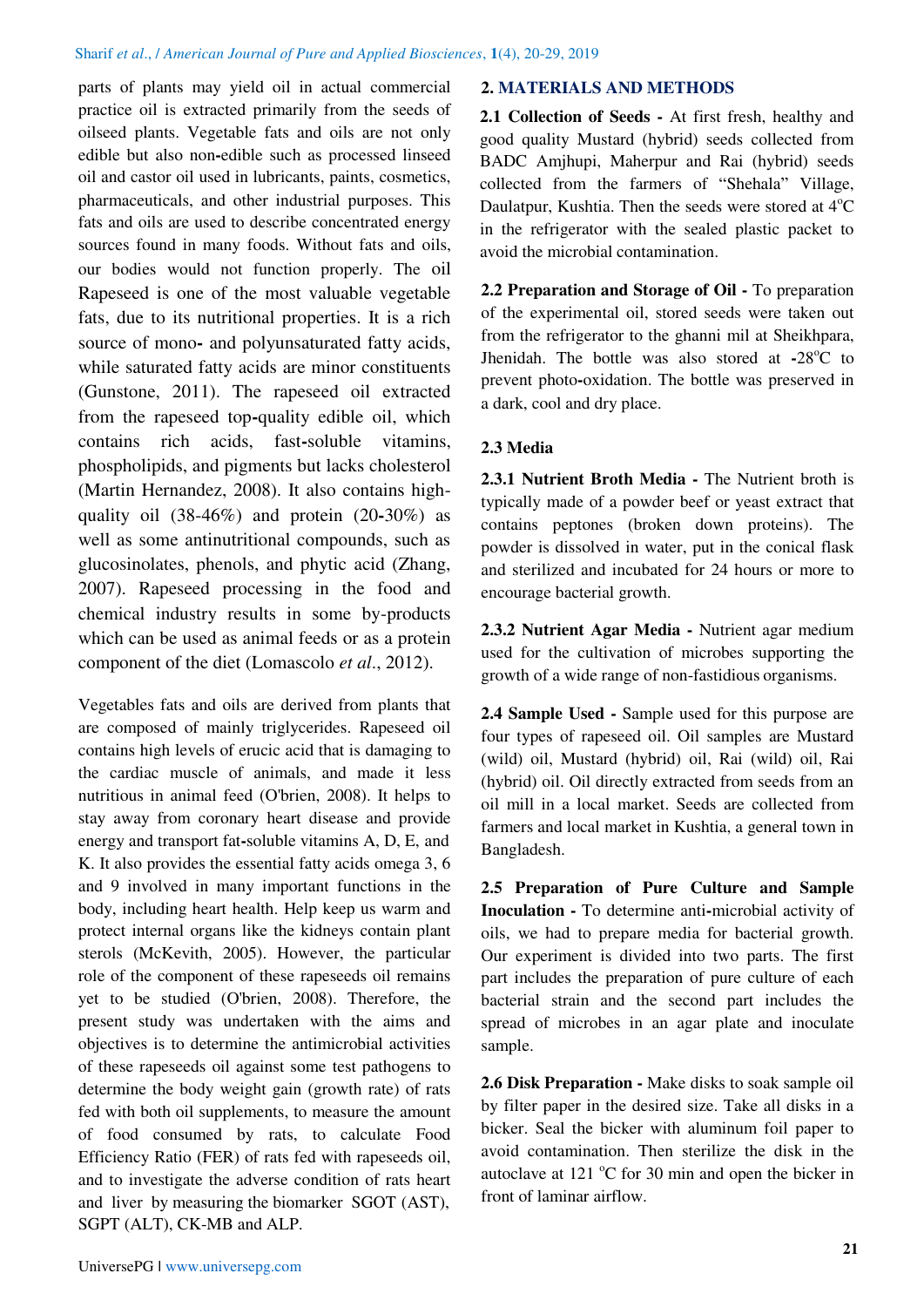parts of plants may yield oil in actual commercial practice oil is extracted primarily from the seeds of oilseed plants. Vegetable fats and oils are not only edible but also non-edible such as processed linseed oil and castor oil used in lubricants, paints, cosmetics, pharmaceuticals, and other industrial purposes. This fats and oils are used to describe concentrated energy sources found in many foods. Without fats and oils, our bodies would not function properly. The oil Rapeseed is one of the most valuable vegetable fats, due to its nutritional properties. It is a rich source of mono- and polyunsaturated fatty acids, while saturated fatty acids are minor constituents (Gunstone, 2011). The rapeseed oil extracted from the rapeseed top-quality edible oil, which contains rich acids, fast-soluble vitamins, phospholipids, and pigments but lacks cholesterol (Martin Hernandez, 2008). It also contains high-quality oil (38-46%) and protein (20-30%) as well as some antinutritional compounds, such as glucosinolates, phenols, and phytic acid (Zhang, 2007). Rapeseed processing in the food and chemical industry results in some by-products which can be used as animal feeds or as a protein component of the diet (Lomascolo *et al*., 2012).

Vegetables fats and oils are derived from plants that are composed of mainly triglycerides. Rapeseed oil contains high levels of erucic acid that is damaging to the cardiac muscle of animals, and made it less nutritious in animal feed (O'brien, 2008). It helps to stay away from coronary heart disease and provide energy and transport fat-soluble vitamins A, D, E, and K. It also provides the essential fatty acids omega 3, 6 and 9 involved in many important functions in the body, including heart health. Help keep us warm and protect internal organs like the kidneys contain plant sterols (McKevith, 2005). However, the particular role of the component of these rapeseeds oil remains yet to be studied (O'brien, 2008). Therefore, the present study was undertaken with the aims and objectives is to determine the antimicrobial activities of these rapeseeds oil against some test pathogens to determine the body weight gain (growth rate) of rats fed with both oil supplements, to measure the amount of food consumed by rats, to calculate Food Efficiency Ratio (FER) of rats fed with rapeseeds oil, and to investigate the adverse condition of rats heart and liver by measuring the biomarker SGOT (AST), SGPT (ALT), CK-MB and ALP.

## 2. MATERIALS AND METHODS

**2.1 Collection of Seeds -** At first fresh, healthy and good quality Mustard (hybrid) seeds collected from BADC Amjhupi, Maherpur and Rai (hybrid) seeds collected from the farmers of "Shehala" Village, Daulatpur, Kushtia. Then the seeds were stored at 4$^{o}$C in the refrigerator with the sealed plastic packet to avoid the microbial contamination.

**2.2 Preparation and Storage of Oil -** To preparation of the experimental oil, stored seeds were taken out from the refrigerator to the ghanni mil at Sheikhpara, Jhenidah. The bottle was also stored at -28$^{o}$C to prevent photo-oxidation. The bottle was preserved in a dark, cool and dry place.

### 2.3 Media

**2.3.1 Nutrient Broth Media -** The Nutrient broth is typically made of a powder beef or yeast extract that contains peptones (broken down proteins). The powder is dissolved in water, put in the conical flask and sterilized and incubated for 24 hours or more to encourage bacterial growth.

**2.3.2 Nutrient Agar Media -** Nutrient agar medium used for the cultivation of microbes supporting the growth of a wide range of non-fastidious organisms.

**2.4 Sample Used -** Sample used for this purpose are four types of rapeseed oil. Oil samples are Mustard (wild) oil, Mustard (hybrid) oil, Rai (wild) oil, Rai (hybrid) oil. Oil directly extracted from seeds from an oil mill in a local market. Seeds are collected from farmers and local market in Kushtia, a general town in Bangladesh.

**2.5 Preparation of Pure Culture and Sample Inoculation -** To determine anti-microbial activity of oils, we had to prepare media for bacterial growth. Our experiment is divided into two parts. The first part includes the preparation of pure culture of each bacterial strain and the second part includes the spread of microbes in an agar plate and inoculate sample.

**2.6 Disk Preparation -** Make disks to soak sample oil by filter paper in the desired size. Take all disks in a bicker. Seal the bicker with aluminum foil paper to avoid contamination. Then sterilize the disk in the autoclave at 121 $^{o}$C for 30 min and open the bicker in front of laminar airflow.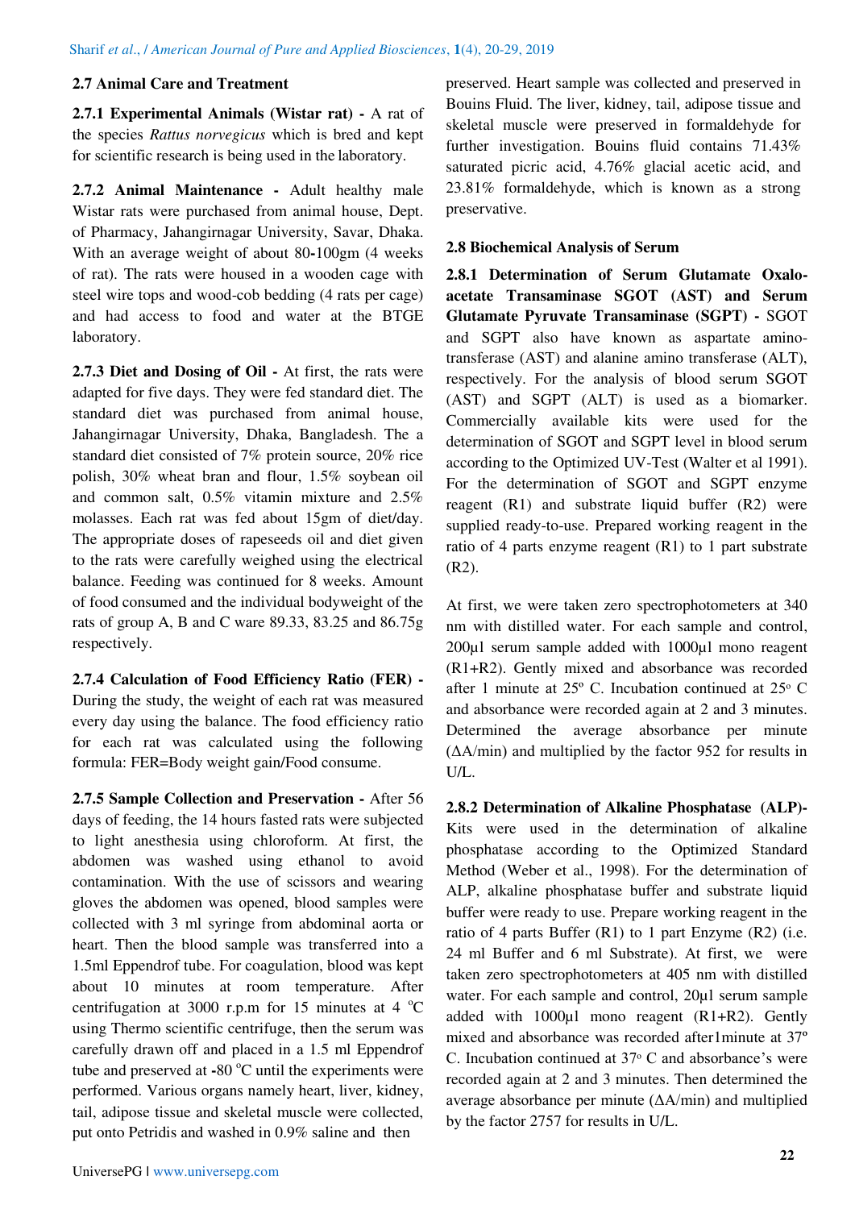### 2.7 Animal Care and Treatment

**2.7.1 Experimental Animals (Wistar rat) -** A rat of the species *Rattus norvegicus* which is bred and kept for scientific research is being used in the laboratory.

**2.7.2 Animal Maintenance -** Adult healthy male Wistar rats were purchased from animal house, Dept. of Pharmacy, Jahangirnagar University, Savar, Dhaka. With an average weight of about 80**-**100gm (4 weeks of rat). The rats were housed in a wooden cage with steel wire tops and wood-cob bedding (4 rats per cage) and had access to food and water at the BTGE laboratory.

**2.7.3 Diet and Dosing of Oil -** At first, the rats were adapted for five days. They were fed standard diet. The standard diet was purchased from animal house, Jahangirnagar University, Dhaka, Bangladesh. The a standard diet consisted of 7% protein source, 20% rice polish, 30% wheat bran and flour, 1.5% soybean oil and common salt, 0.5% vitamin mixture and 2.5% molasses. Each rat was fed about 15gm of diet/day. The appropriate doses of rapeseeds oil and diet given to the rats were carefully weighed using the electrical balance. Feeding was continued for 8 weeks. Amount of food consumed and the individual bodyweight of the rats of group A, B and C ware 89.33, 83.25 and 86.75g respectively.

**2.7.4 Calculation of Food Efficiency Ratio (FER) -** During the study, the weight of each rat was measured every day using the balance. The food efficiency ratio for each rat was calculated using the following formula: FER=Body weight gain/Food consume.

**2.7.5 Sample Collection and Preservation -** After 56 days of feeding, the 14 hours fasted rats were subjected to light anesthesia using chloroform. At first, the abdomen was washed using ethanol to avoid contamination. With the use of scissors and wearing gloves the abdomen was opened, blood samples were collected with 3 ml syringe from abdominal aorta or heart. Then the blood sample was transferred into a 1.5ml Eppendrof tube. For coagulation, blood was kept about 10 minutes at room temperature. After centrifugation at 3000 r.p.m for 15 minutes at 4 $^{o}$C using Thermo scientific centrifuge, then the serum was carefully drawn off and placed in a 1.5 ml Eppendrof tube and preserved at -80 $^{o}$C until the experiments were performed. Various organs namely heart, liver, kidney, tail, adipose tissue and skeletal muscle were collected, put onto Petridis and washed in 0.9% saline and then preserved. Heart sample was collected and preserved in Bouins Fluid. The liver, kidney, tail, adipose tissue and skeletal muscle were preserved in formaldehyde for further investigation. Bouins fluid contains 71.43% saturated picric acid, 4.76% glacial acetic acid, and 23.81% formaldehyde, which is known as a strong preservative.

### 2.8 Biochemical Analysis of Serum

**2.8.1 Determination of Serum Glutamate Oxalo-acetate Transaminase SGOT (AST) and Serum Glutamate Pyruvate Transaminase (SGPT) -** SGOT and SGPT also have known as aspartate amino-transferase (AST) and alanine amino transferase (ALT), respectively. For the analysis of blood serum SGOT (AST) and SGPT (ALT) is used as a biomarker. Commercially available kits were used for the determination of SGOT and SGPT level in blood serum according to the Optimized UV-Test (Walter et al 1991). For the determination of SGOT and SGPT enzyme reagent (R1) and substrate liquid buffer (R2) were supplied ready-to-use. Prepared working reagent in the ratio of 4 parts enzyme reagent (R1) to 1 part substrate (R2).

At first, we were taken zero spectrophotometers at 340 nm with distilled water. For each sample and control, 200µl serum sample added with 1000µl mono reagent (R1+R2). Gently mixed and absorbance was recorded after 1 minute at 25º C. Incubation continued at 25º C and absorbance were recorded again at 2 and 3 minutes. Determined the average absorbance per minute (ΔA/min) and multiplied by the factor 952 for results in U/L.

**2.8.2 Determination of Alkaline Phosphatase (ALP)-** Kits were used in the determination of alkaline phosphatase according to the Optimized Standard Method (Weber et al., 1998). For the determination of ALP, alkaline phosphatase buffer and substrate liquid buffer were ready to use. Prepare working reagent in the ratio of 4 parts Buffer (R1) to 1 part Enzyme (R2) (i.e. 24 ml Buffer and 6 ml Substrate). At first, we were taken zero spectrophotometers at 405 nm with distilled water. For each sample and control, 20µl serum sample added with 1000µl mono reagent (R1+R2). Gently mixed and absorbance was recorded after1minute at 37º C. Incubation continued at 37º C and absorbance's were recorded again at 2 and 3 minutes. Then determined the average absorbance per minute (ΔA/min) and multiplied by the factor 2757 for results in U/L.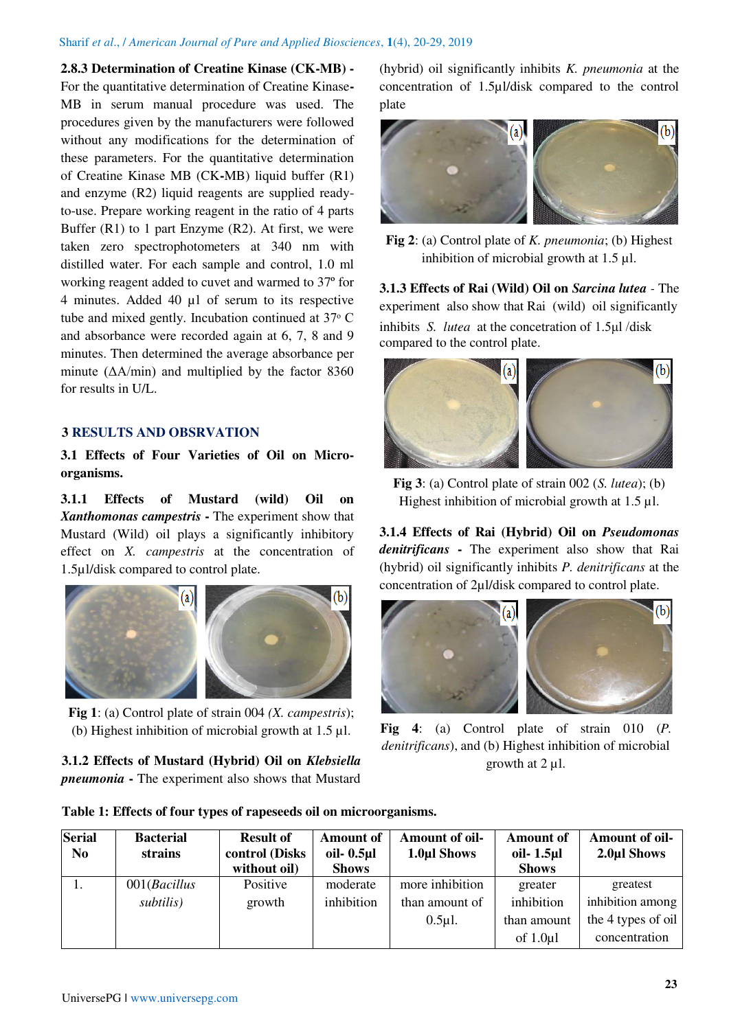**2.8.3 Determination of Creatine Kinase (CK-MB) -** For the quantitative determination of Creatine Kinase-MB in serum manual procedure was used. The procedures given by the manufacturers were followed without any modifications for the determination of these parameters. For the quantitative determination of Creatine Kinase MB (CK-MB) liquid buffer (R1) and enzyme (R2) liquid reagents are supplied ready-to-use. Prepare working reagent in the ratio of 4 parts Buffer (R1) to 1 part Enzyme (R2). At first, we were taken zero spectrophotometers at 340 nm with distilled water. For each sample and control, 1.0 ml working reagent added to cuvet and warmed to 37º for 4 minutes. Added 40 µl of serum to its respective tube and mixed gently. Incubation continued at 37º C and absorbance were recorded again at 6, 7, 8 and 9 minutes. Then determined the average absorbance per minute (ΔA/min) and multiplied by the factor 8360 for results in U/L.

## 3 RESULTS AND OBSRVATION

### 3.1 Effects of Four Varieties of Oil on Micro-organisms.

**3.1.1 Effects of Mustard (wild) Oil on *Xanthomonas campestris* -** The experiment show that Mustard (Wild) oil plays a significantly inhibitory effect on *X. campestris* at the concentration of 1.5µl/disk compared to control plate.

**Fig 1**: (a) Control plate of strain 004 *(X. campestris)*; (b) Highest inhibition of microbial growth at 1.5 µl.

**3.1.2 Effects of Mustard (Hybrid) Oil on *Klebsiella pneumonia* -** The experiment also shows that Mustard (hybrid) oil significantly inhibits *K. pneumonia* at the concentration of 1.5µl/disk compared to the control plate

**Fig 2**: (a) Control plate of *K. pneumonia*; (b) Highest inhibition of microbial growth at 1.5 µl.

**3.1.3 Effects of Rai (Wild) Oil on *Sarcina lutea* -** The experiment also show that Rai (wild) oil significantly inhibits *S. lutea* at the concetration of 1.5µl /disk compared to the control plate.

**Fig 3**: (a) Control plate of strain 002 (*S. lutea*); (b) Highest inhibition of microbial growth at 1.5 µl.

**3.1.4 Effects of Rai (Hybrid) Oil on *Pseudomonas denitrificans* -** The experiment also show that Rai (hybrid) oil significantly inhibits *P. denitrificans* at the concentration of 2µl/disk compared to control plate.

**Fig 4**: (a) Control plate of strain 010 (*P. denitrificans*), and (b) Highest inhibition of microbial growth at 2 µl.

**Table 1: Effects of four types of rapeseeds oil on microorganisms.**

| Serial No | Bacterial strains | Result of control (Disks without oil) | Amount of oil- 0.5µl Shows | Amount of oil-1.0µl Shows | Amount of oil- 1.5µl Shows | Amount of oil-2.0µl Shows |
|---|---|---|---|---|---|---|
| 1. | 001(*Bacillus subtilis)* | Positive growth | moderate inhibition | more inhibition than amount of 0.5µl. | greater inhibition than amount of 1.0µl | greatest inhibition among the 4 types of oil concentration |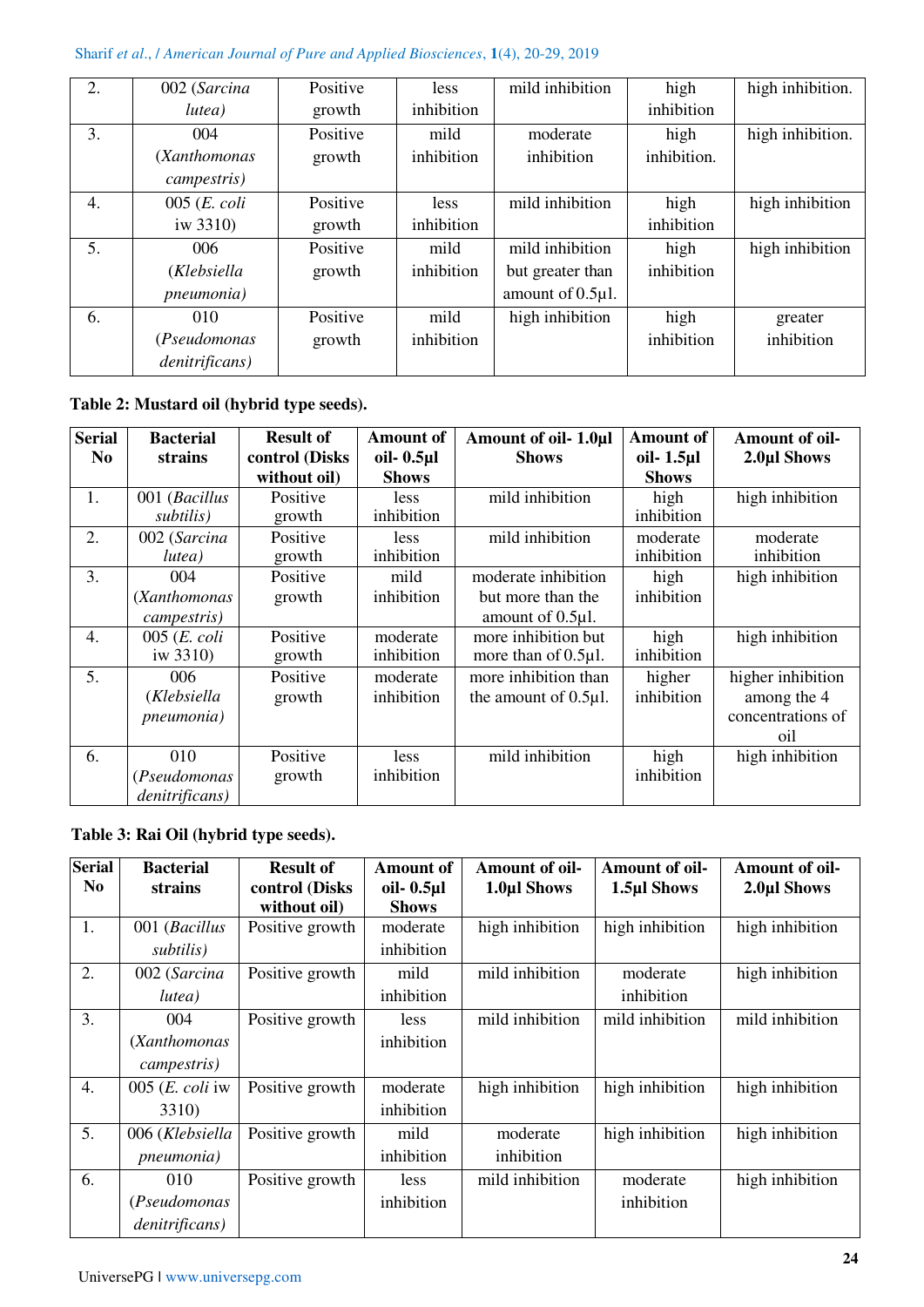| 2. | 002 (*Sarcina lutea)* | Positive growth | less inhibition | mild inhibition | high inhibition | high inhibition. |
|---|---|---|---|---|---|---|
| 3. | 004 (*Xanthomonas campestris)* | Positive growth | mild inhibition | moderate inhibition | high inhibition. | high inhibition. |
| 4. | 005 (*E. coli* iw 3310) | Positive growth | less inhibition | mild inhibition | high inhibition | high inhibition |
| 5. | 006 (*Klebsiella pneumonia)* | Positive growth | mild inhibition | mild inhibition but greater than amount of 0.5µl. | high inhibition | high inhibition |
| 6. | 010 (*Pseudomonas denitrificans)* | Positive growth | mild inhibition | high inhibition | high inhibition | greater inhibition |

**Table 2: Mustard oil (hybrid type seeds).**

| Serial No | Bacterial strains | Result of control (Disks without oil) | Amount of oil- 0.5µl Shows | Amount of oil- 1.0µl Shows | Amount of oil- 1.5µl Shows | Amount of oil- 2.0µl Shows |
|---|---|---|---|---|---|---|
| 1. | 001 (*Bacillus subtilis)* | Positive growth | less inhibition | mild inhibition | high inhibition | high inhibition |
| 2. | 002 (*Sarcina lutea)* | Positive growth | less inhibition | mild inhibition | moderate inhibition | moderate inhibition |
| 3. | 004 (*Xanthomonas campestris)* | Positive growth | mild inhibition | moderate inhibition but more than the amount of 0.5µl. | high inhibition | high inhibition |
| 4. | 005 (*E. coli* iw 3310) | Positive growth | moderate inhibition | more inhibition but more than of 0.5µl. | high inhibition | high inhibition |
| 5. | 006 (*Klebsiella pneumonia)* | Positive growth | moderate inhibition | more inhibition than the amount of 0.5µl. | higher inhibition | higher inhibition among the 4 concentrations of oil |
| 6. | 010 (*Pseudomonas denitrificans)* | Positive growth | less inhibition | mild inhibition | high inhibition | high inhibition |

**Table 3: Rai Oil (hybrid type seeds).**

| Serial No | Bacterial strains | Result of control (Disks without oil) | Amount of oil- 0.5µl Shows | Amount of oil- 1.0µl Shows | Amount of oil- 1.5µl Shows | Amount of oil- 2.0µl Shows |
|---|---|---|---|---|---|---|
| 1. | 001 (*Bacillus subtilis)* | Positive growth | moderate inhibition | high inhibition | high inhibition | high inhibition |
| 2. | 002 (*Sarcina lutea)* | Positive growth | mild inhibition | mild inhibition | moderate inhibition | high inhibition |
| 3. | 004 (*Xanthomonas campestris)* | Positive growth | less inhibition | mild inhibition | mild inhibition | mild inhibition |
| 4. | 005 (*E. coli* iw 3310) | Positive growth | moderate inhibition | high inhibition | high inhibition | high inhibition |
| 5. | 006 (*Klebsiella pneumonia)* | Positive growth | mild inhibition | moderate inhibition | high inhibition | high inhibition |
| 6. | 010 (*Pseudomonas denitrificans)* | Positive growth | less inhibition | mild inhibition | moderate inhibition | high inhibition |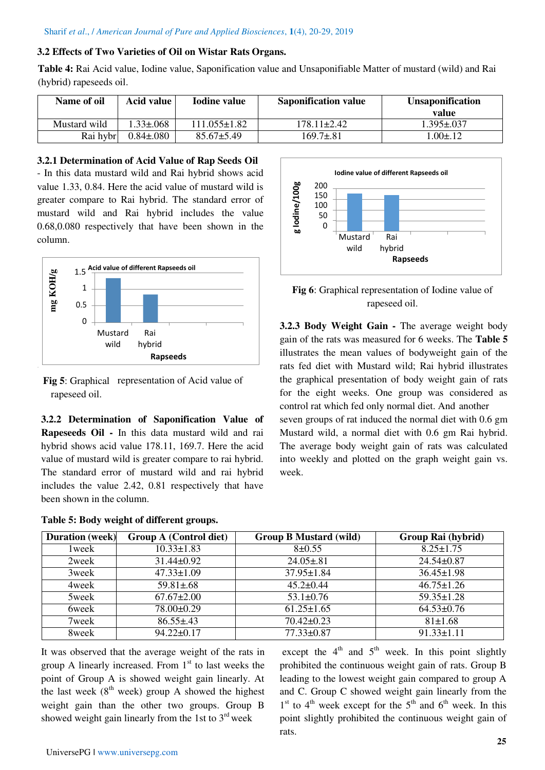### 3.2 Effects of Two Varieties of Oil on Wistar Rats Organs.

**Table 4:** Rai Acid value, Iodine value, Saponification value and Unsaponifiable Matter of mustard (wild) and Rai (hybrid) rapeseeds oil.

| Name of oil | Acid value | Iodine value | Saponification value | Unsaponification value |
|---|---|---|---|---|
| Mustard wild | 1.33±.068 | 111.055±1.82 | 178.11±2.42 | 1.395±.037 |
| Rai hybr | 0.84±.080 | 85.67±5.49 | 169.7±.81 | 1.00±.12 |

#### 3.2.1 Determination of Acid Value of Rap Seeds Oil

- In this data mustard wild and Rai hybrid shows acid value 1.33, 0.84. Here the acid value of mustard wild is greater compare to Rai hybrid. The standard error of mustard wild and Rai hybrid includes the value 0.68,0.080 respectively that have been shown in the column.

**Fig 5**: Graphical representation of Acid value of rapeseed oil.

**3.2.2 Determination of Saponification Value of Rapeseeds Oil -** In this data mustard wild and rai hybrid shows acid value 178.11, 169.7. Here the acid value of mustard wild is greater compare to rai hybrid. The standard error of mustard wild and rai hybrid includes the value 2.42, 0.81 respectively that have been shown in the column.

**Fig 6**: Graphical representation of Iodine value of rapeseed oil.

**3.2.3 Body Weight Gain -** The average weight body gain of the rats was measured for 6 weeks. The **Table 5** illustrates the mean values of bodyweight gain of the rats fed diet with Mustard wild; Rai hybrid illustrates the graphical presentation of body weight gain of rats for the eight weeks. One group was considered as control rat which fed only normal diet. And another seven groups of rat induced the normal diet with 0.6 gm Mustard wild, a normal diet with 0.6 gm Rai hybrid. The average body weight gain of rats was calculated into weekly and plotted on the graph weight gain vs. week.

**Table 5: Body weight of different groups.**

| Duration (week) | Group A (Control diet) | Group B Mustard (wild) | Group Rai (hybrid) |
|---|---|---|---|
| 1week | 10.33±1.83 | 8±0.55 | 8.25±1.75 |
| 2week | 31.44±0.92 | 24.05±.81 | 24.54±0.87 |
| 3week | 47.33±1.09 | 37.95±1.84 | 36.45±1.98 |
| 4week | 59.81±.68 | 45.2±0.44 | 46.75±1.26 |
| 5week | 67.67±2.00 | 53.1±0.76 | 59.35±1.28 |
| 6week | 78.00±0.29 | 61.25±1.65 | 64.53±0.76 |
| 7week | 86.55±.43 | 70.42±0.23 | 81±1.68 |
| 8week | 94.22±0.17 | 77.33±0.87 | 91.33±1.11 |

It was observed that the average weight of the rats in group A linearly increased. From 1[st] to last weeks the point of Group A is showed weight gain linearly. At the last week (8[th] week) group A showed the highest weight gain than the other two groups. Group B showed weight gain linearly from the 1st to 3[rd] week except the 4[th] and 5[th] week. In this point slightly prohibited the continuous weight gain of rats. Group B leading to the lowest weight gain compared to group A and C. Group C showed weight gain linearly from the 1[st] to 4[th] week except for the 5[th] and 6[th] week. In this point slightly prohibited the continuous weight gain of rats.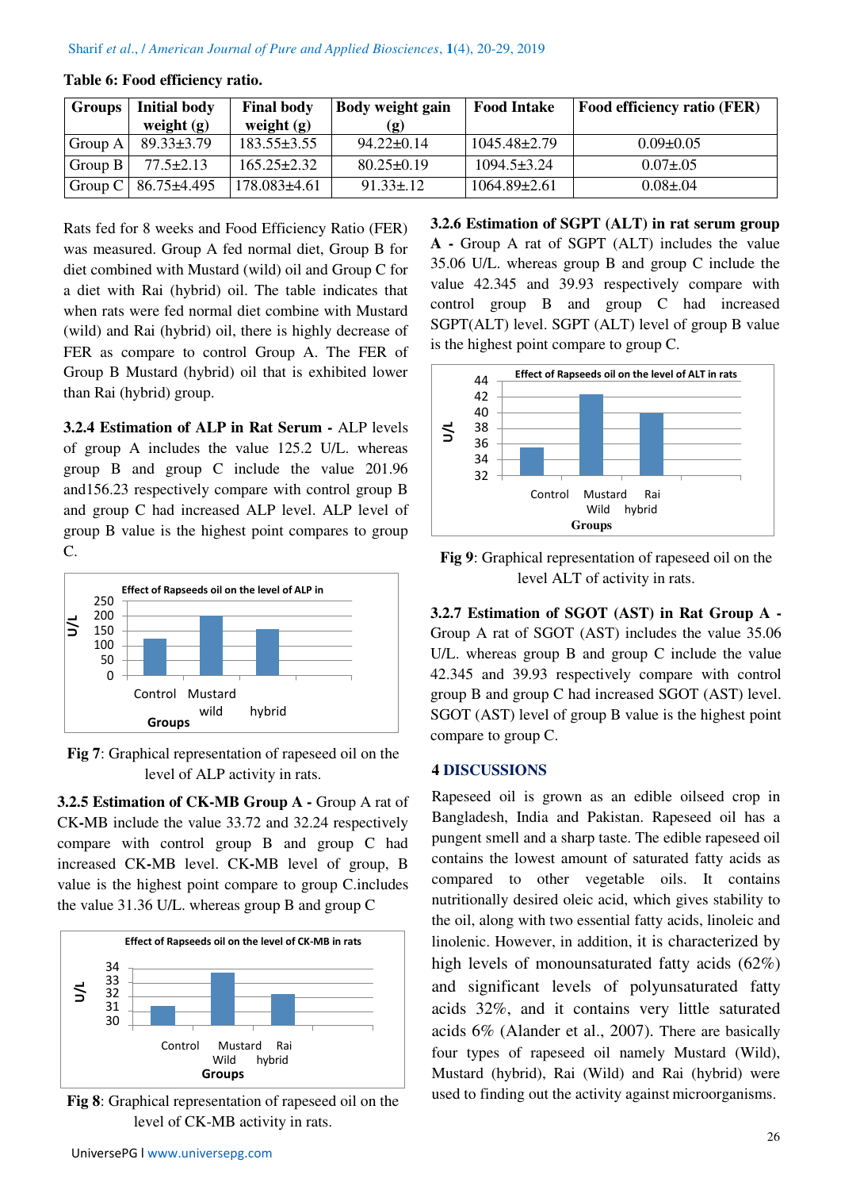**Table 6: Food efficiency ratio.**

| Groups | Initial body weight (g) | Final body weight (g) | Body weight gain (g) | Food Intake | Food efficiency ratio (FER) |
|---|---|---|---|---|---|
| Group A | 89.33±3.79 | 183.55±3.55 | 94.22±0.14 | 1045.48±2.79 | 0.09±0.05 |
| Group B | 77.5±2.13 | 165.25±2.32 | 80.25±0.19 | 1094.5±3.24 | 0.07±.05 |
| Group C | 86.75±4.495 | 178.083±4.61 | 91.33±.12 | 1064.89±2.61 | 0.08±.04 |

Rats fed for 8 weeks and Food Efficiency Ratio (FER) was measured. Group A fed normal diet, Group B for diet combined with Mustard (wild) oil and Group C for a diet with Rai (hybrid) oil. The table indicates that when rats were fed normal diet combine with Mustard (wild) and Rai (hybrid) oil, there is highly decrease of FER as compare to control Group A. The FER of Group B Mustard (hybrid) oil that is exhibited lower than Rai (hybrid) group.

**3.2.4 Estimation of ALP in Rat Serum -** ALP levels of group A includes the value 125.2 U/L. whereas group B and group C include the value 201.96 and156.23 respectively compare with control group B and group C had increased ALP level. ALP level of group B value is the highest point compares to group C.

**Fig 7**: Graphical representation of rapeseed oil on the level of ALP activity in rats.

**3.2.5 Estimation of CK-MB Group A -** Group A rat of CK-MB include the value 33.72 and 32.24 respectively compare with control group B and group C had increased CK-MB level. CK-MB level of group, B value is the highest point compare to group C.includes the value 31.36 U/L. whereas group B and group C

**Fig 8**: Graphical representation of rapeseed oil on the level of CK-MB activity in rats.

**3.2.6 Estimation of SGPT (ALT) in rat serum group A -** Group A rat of SGPT (ALT) includes the value 35.06 U/L. whereas group B and group C include the value 42.345 and 39.93 respectively compare with control group B and group C had increased SGPT(ALT) level. SGPT (ALT) level of group B value is the highest point compare to group C.

**Fig 9**: Graphical representation of rapeseed oil on the level ALT of activity in rats.

**3.2.7 Estimation of SGOT (AST) in Rat Group A -** Group A rat of SGOT (AST) includes the value 35.06 U/L. whereas group B and group C include the value 42.345 and 39.93 respectively compare with control group B and group C had increased SGOT (AST) level. SGOT (AST) level of group B value is the highest point compare to group C.

## 4 DISCUSSIONS

Rapeseed oil is grown as an edible oilseed crop in Bangladesh, India and Pakistan. Rapeseed oil has a pungent smell and a sharp taste. The edible rapeseed oil contains the lowest amount of saturated fatty acids as compared to other vegetable oils. It contains nutritionally desired oleic acid, which gives stability to the oil, along with two essential fatty acids, linoleic and linolenic. However, in addition, it is characterized by high levels of monounsaturated fatty acids (62%) and significant levels of polyunsaturated fatty acids 32%, and it contains very little saturated acids 6% (Alander et al., 2007). There are basically four types of rapeseed oil namely Mustard (Wild), Mustard (hybrid), Rai (Wild) and Rai (hybrid) were used to finding out the activity against microorganisms.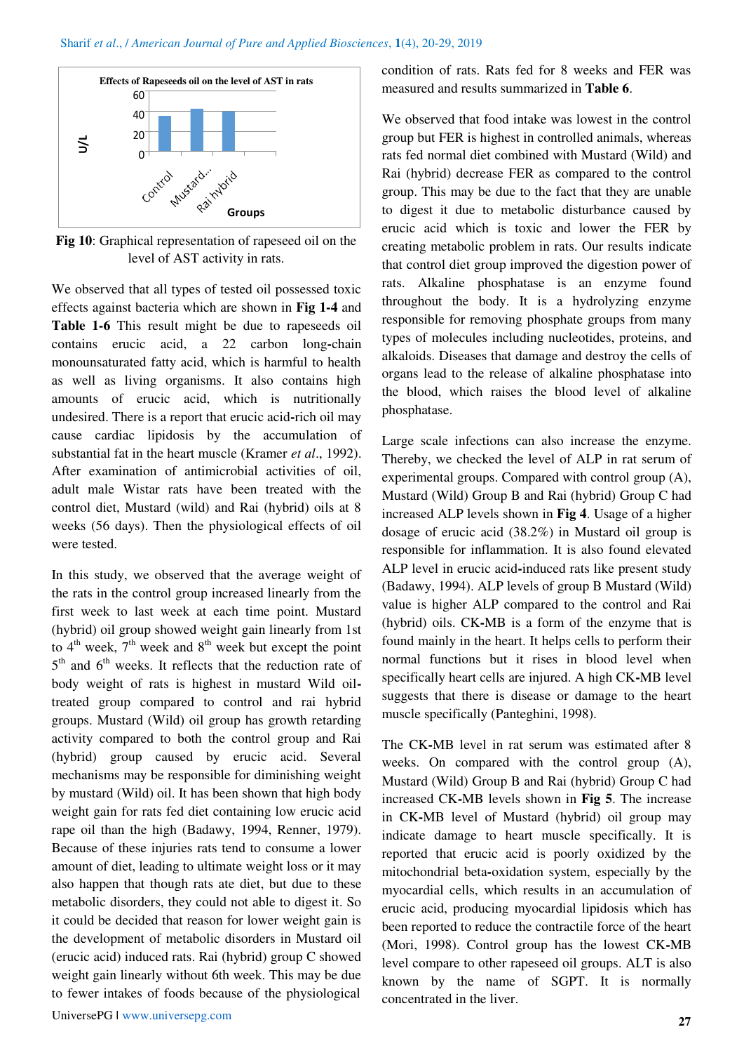**Fig 10**: Graphical representation of rapeseed oil on the level of AST activity in rats.

We observed that all types of tested oil possessed toxic effects against bacteria which are shown in **Fig 1-4** and **Table 1-6** This result might be due to rapeseeds oil contains erucic acid, a 22 carbon long-chain monounsaturated fatty acid, which is harmful to health as well as living organisms. It also contains high amounts of erucic acid, which is nutritionally undesired. There is a report that erucic acid-rich oil may cause cardiac lipidosis by the accumulation of substantial fat in the heart muscle (Kramer *et al*., 1992). After examination of antimicrobial activities of oil, adult male Wistar rats have been treated with the control diet, Mustard (wild) and Rai (hybrid) oils at 8 weeks (56 days). Then the physiological effects of oil were tested.

In this study, we observed that the average weight of the rats in the control group increased linearly from the first week to last week at each time point. Mustard (hybrid) oil group showed weight gain linearly from 1st to 4th week, 7th week and 8th week but except the point 5th and 6th weeks. It reflects that the reduction rate of body weight of rats is highest in mustard Wild oil-treated group compared to control and rai hybrid groups. Mustard (Wild) oil group has growth retarding activity compared to both the control group and Rai (hybrid) group caused by erucic acid. Several mechanisms may be responsible for diminishing weight by mustard (wild) oil. It has been shown that high body weight gain for rats fed diet containing low erucic acid rape oil than the high (Badawy, 1994, Renner, 1979). Because of these injuries rats tend to consume a lower amount of diet, leading to ultimate weight loss or it may also happen that though rats ate diet, but due to these metabolic disorders, they could not able to digest it. So it could be decided that reason for lower weight gain is the development of metabolic disorders in Mustard oil (erucic acid) induced rats. Rai (hybrid) group C showed weight gain linearly without 6th week. This may be due to fewer intakes of foods because of the physiological condition of rats. Rats fed for 8 weeks and FER was measured and results summarized in **Table 6**.

We observed that food intake was lowest in the control group but FER is highest in controlled animals, whereas rats fed normal diet combined with Mustard (Wild) and Rai (hybrid) decrease FER as compared to the control group. This may be due to the fact that they are unable to digest it due to metabolic disturbance caused by erucic acid which is toxic and lower the FER by creating metabolic problem in rats. Our results indicate that control diet group improved the digestion power of rats. Alkaline phosphatase is an enzyme found throughout the body. It is a hydrolyzing enzyme responsible for removing phosphate groups from many types of molecules including nucleotides, proteins, and alkaloids. Diseases that damage and destroy the cells of organs lead to the release of alkaline phosphatase into the blood, which raises the blood level of alkaline phosphatase.

Large scale infections can also increase the enzyme. Thereby, we checked the level of ALP in rat serum of experimental groups. Compared with control group (A), Mustard (Wild) Group B and Rai (hybrid) Group C had increased ALP levels shown in **Fig 4**. Usage of a higher dosage of erucic acid (38.2%) in Mustard oil group is responsible for inflammation. It is also found elevated ALP level in erucic acid-induced rats like present study (Badawy, 1994). ALP levels of group B Mustard (Wild) value is higher ALP compared to the control and Rai (hybrid) oils. CK-MB is a form of the enzyme that is found mainly in the heart. It helps cells to perform their normal functions but it rises in blood level when specifically heart cells are injured. A high CK-MB level suggests that there is disease or damage to the heart muscle specifically (Panteghini, 1998).

The CK-MB level in rat serum was estimated after 8 weeks. On compared with the control group (A), Mustard (Wild) Group B and Rai (hybrid) Group C had increased CK-MB levels shown in **Fig 5**. The increase in CK-MB level of Mustard (hybrid) oil group may indicate damage to heart muscle specifically. It is reported that erucic acid is poorly oxidized by the mitochondrial beta-oxidation system, especially by the myocardial cells, which results in an accumulation of erucic acid, producing myocardial lipidosis which has been reported to reduce the contractile force of the heart (Mori, 1998). Control group has the lowest CK-MB level compare to other rapeseed oil groups. ALT is also known by the name of SGPT. It is normally concentrated in the liver.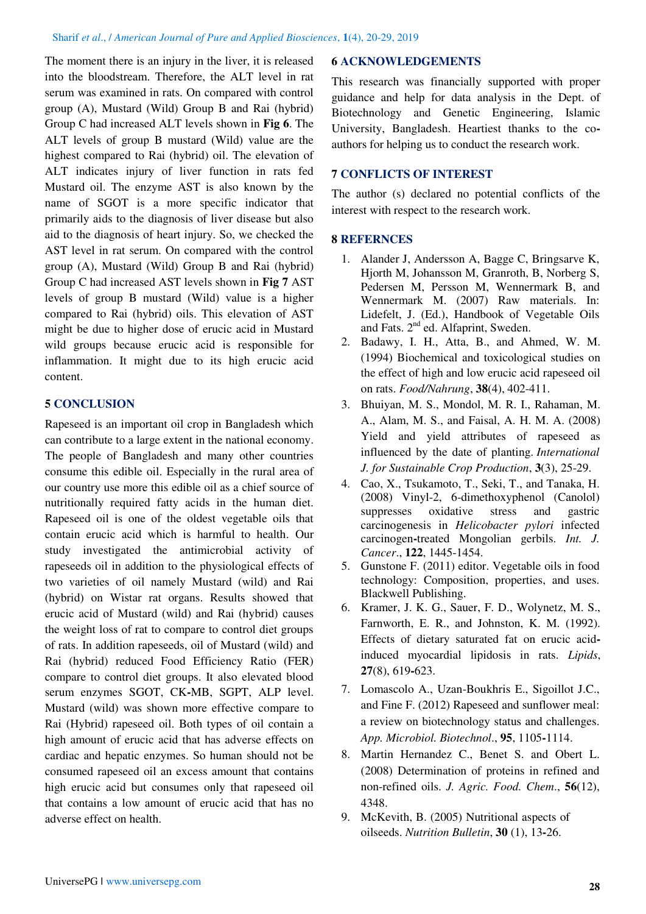The moment there is an injury in the liver, it is released into the bloodstream. Therefore, the ALT level in rat serum was examined in rats. On compared with control group (A), Mustard (Wild) Group B and Rai (hybrid) Group C had increased ALT levels shown in **Fig 6**. The ALT levels of group B mustard (Wild) value are the highest compared to Rai (hybrid) oil. The elevation of ALT indicates injury of liver function in rats fed Mustard oil. The enzyme AST is also known by the name of SGOT is a more specific indicator that primarily aids to the diagnosis of liver disease but also aid to the diagnosis of heart injury. So, we checked the AST level in rat serum. On compared with the control group (A), Mustard (Wild) Group B and Rai (hybrid) Group C had increased AST levels shown in **Fig 7** AST levels of group B mustard (Wild) value is a higher compared to Rai (hybrid) oils. This elevation of AST might be due to higher dose of erucic acid in Mustard wild groups because erucic acid is responsible for inflammation. It might due to its high erucic acid content.

## 5 CONCLUSION

Rapeseed is an important oil crop in Bangladesh which can contribute to a large extent in the national economy. The people of Bangladesh and many other countries consume this edible oil. Especially in the rural area of our country use more this edible oil as a chief source of nutritionally required fatty acids in the human diet. Rapeseed oil is one of the oldest vegetable oils that contain erucic acid which is harmful to health. Our study investigated the antimicrobial activity of rapeseeds oil in addition to the physiological effects of two varieties of oil namely Mustard (wild) and Rai (hybrid) on Wistar rat organs. Results showed that erucic acid of Mustard (wild) and Rai (hybrid) causes the weight loss of rat to compare to control diet groups of rats. In addition rapeseeds, oil of Mustard (wild) and Rai (hybrid) reduced Food Efficiency Ratio (FER) compare to control diet groups. It also elevated blood serum enzymes SGOT, CK-MB, SGPT, ALP level. Mustard (wild) was shown more effective compare to Rai (Hybrid) rapeseed oil. Both types of oil contain a high amount of erucic acid that has adverse effects on cardiac and hepatic enzymes. So human should not be consumed rapeseed oil an excess amount that contains high erucic acid but consumes only that rapeseed oil that contains a low amount of erucic acid that has no adverse effect on health.

## 6 ACKNOWLEDGEMENTS

This research was financially supported with proper guidance and help for data analysis in the Dept. of Biotechnology and Genetic Engineering, Islamic University, Bangladesh. Heartiest thanks to the co-authors for helping us to conduct the research work.

## 7 CONFLICTS OF INTEREST

The author (s) declared no potential conflicts of the interest with respect to the research work.

## 8 REFERNCES

1. Alander J, Andersson A, Bagge C, Bringsarve K, Hjorth M, Johansson M, Granroth, B, Norberg S, Pedersen M, Persson M, Wennermark B, and Wennermark M. (2007) Raw materials. In: Lidefelt, J. (Ed.), Handbook of Vegetable Oils and Fats. 2nd ed. Alfaprint, Sweden.
2. Badawy, I. H., Atta, B., and Ahmed, W. M. (1994) Biochemical and toxicological studies on the effect of high and low erucic acid rapeseed oil on rats. *Food/Nahrung*, **38**(4), 402-411.
3. Bhuiyan, M. S., Mondol, M. R. I., Rahaman, M. A., Alam, M. S., and Faisal, A. H. M. A. (2008) Yield and yield attributes of rapeseed as influenced by the date of planting. *International J. for Sustainable Crop Production*, **3**(3), 25-29.
4. Cao, X., Tsukamoto, T., Seki, T., and Tanaka, H. (2008) Vinyl-2, 6-dimethoxyphenol (Canolol) suppresses oxidative stress and gastric carcinogenesis in *Helicobacter pylori* infected carcinogen-treated Mongolian gerbils. *Int. J. Cancer*., **122**, 1445-1454.
5. Gunstone F. (2011) editor. Vegetable oils in food technology: Composition, properties, and uses. Blackwell Publishing.
6. Kramer, J. K. G., Sauer, F. D., Wolynetz, M. S., Farnworth, E. R., and Johnston, K. M. (1992). Effects of dietary saturated fat on erucic acid-induced myocardial lipidosis in rats. *Lipids*, **27**(8), 619-623.
7. Lomascolo A., Uzan-Boukhris E., Sigoillot J.C., and Fine F. (2012) Rapeseed and sunflower meal: a review on biotechnology status and challenges. *App. Microbiol. Biotechnol*., **95**, 1105-1114.
8. Martin Hernandez C., Benet S. and Obert L. (2008) Determination of proteins in refined and non-refined oils. *J. Agric. Food. Chem*., **56**(12), 4348.
9. McKevith, B. (2005) Nutritional aspects of oilseeds. *Nutrition Bulletin*, **30** (1), 13-26.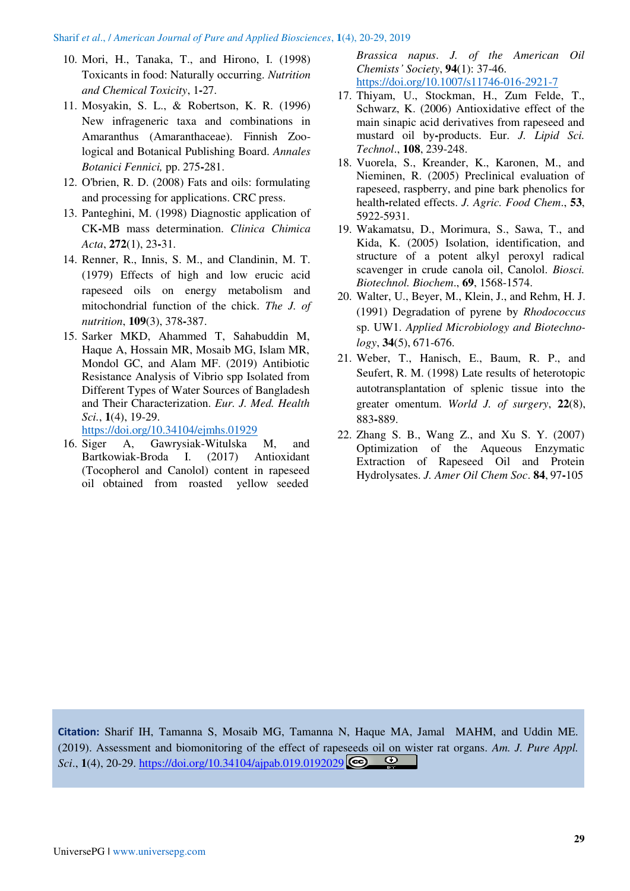10. Mori, H., Tanaka, T., and Hirono, I. (1998) Toxicants in food: Naturally occurring. *Nutrition and Chemical Toxicity*, 1-27.
11. Mosyakin, S. L., & Robertson, K. R. (1996) New infrageneric taxa and combinations in Amaranthus (Amaranthaceae). Finnish Zoological and Botanical Publishing Board. *Annales Botanici Fennici,* pp. 275-281.
12. O'brien, R. D. (2008) Fats and oils: formulating and processing for applications. CRC press.
13. Panteghini, M. (1998) Diagnostic application of CK-MB mass determination. *Clinica Chimica Acta*, **272**(1), 23-31.
14. Renner, R., Innis, S. M., and Clandinin, M. T. (1979) Effects of high and low erucic acid rapeseed oils on energy metabolism and mitochondrial function of the chick. *The J. of nutrition*, **109**(3), 378-387.
15. Sarker MKD, Ahammed T, Sahabuddin M, Haque A, Hossain MR, Mosaib MG, Islam MR, Mondol GC, and Alam MF. (2019) Antibiotic Resistance Analysis of Vibrio spp Isolated from Different Types of Water Sources of Bangladesh and Their Characterization. *Eur. J. Med. Health Sci.*, **1**(4), 19-29. https://doi.org/10.34104/ejmhs.01929
16. Siger A, Gawrysiak-Witulska M, and Bartkowiak-Broda I. (2017) Antioxidant (Tocopherol and Canolol) content in rapeseed oil obtained from roasted yellow seeded *Brassica napus*. *J. of the American Oil Chemists' Society*, **94**(1): 37-46. https://doi.org/10.1007/s11746-016-2921-7
17. Thiyam, U., Stockman, H., Zum Felde, T., Schwarz, K. (2006) Antioxidative effect of the main sinapic acid derivatives from rapeseed and mustard oil by-products. Eur. *J. Lipid Sci. Technol*., **108**, 239-248.
18. Vuorela, S., Kreander, K., Karonen, M., and Nieminen, R. (2005) Preclinical evaluation of rapeseed, raspberry, and pine bark phenolics for health-related effects. *J. Agric. Food Chem*., **53**, 5922-5931.
19. Wakamatsu, D., Morimura, S., Sawa, T., and Kida, K. (2005) Isolation, identification, and structure of a potent alkyl peroxyl radical scavenger in crude canola oil, Canolol. *Biosci. Biotechnol. Biochem*., **69**, 1568-1574.
20. Walter, U., Beyer, M., Klein, J., and Rehm, H. J. (1991) Degradation of pyrene by *Rhodococcus* sp. UW1. *Applied Microbiology and Biotechnology*, **34**(5), 671-676.
21. Weber, T., Hanisch, E., Baum, R. P., and Seufert, R. M. (1998) Late results of heterotopic autotransplantation of splenic tissue into the greater omentum. *World J. of surgery*, **22**(8), 883-889.
22. Zhang S. B., Wang Z., and Xu S. Y. (2007) Optimization of the Aqueous Enzymatic Extraction of Rapeseed Oil and Protein Hydrolysates. *J. Amer Oil Chem Soc*. **84**, 97-105

**Citation:** Sharif IH, Tamanna S, Mosaib MG, Tamanna N, Haque MA, Jamal MAHM, and Uddin ME. (2019). Assessment and biomonitoring of the effect of rapeseeds oil on wister rat organs. *Am. J. Pure Appl. Sci*., **1**(4), 20-29. https://doi.org/10.34104/ajpab.019.0192029